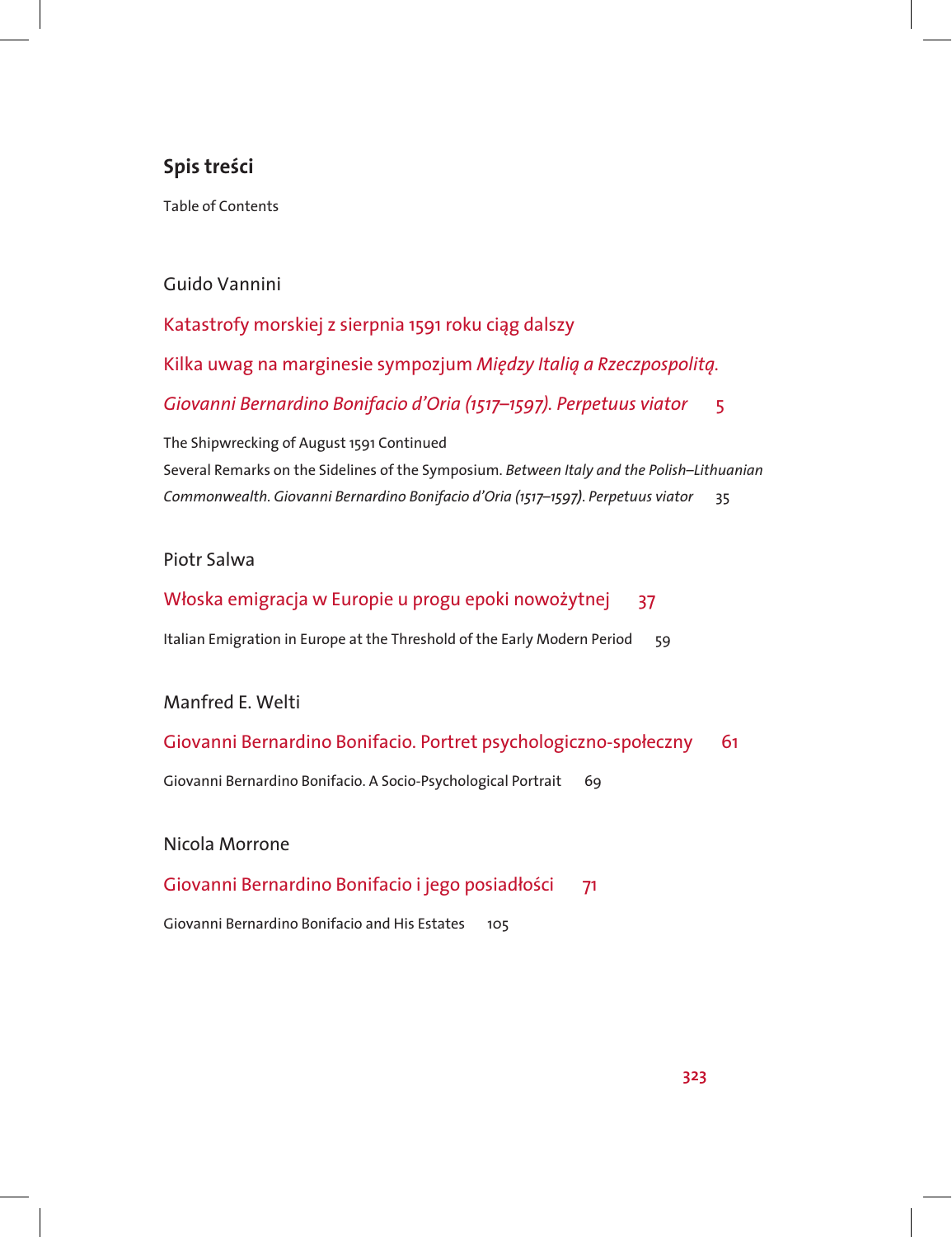## Spis treści

Table of Contents

Guido Vannini

Katastrofy morskiej z sierpnia 1591 roku ciąg dalszy

Kilka uwag na marginesie sympozjum *Między Italią a Rzeczpospolitą.*

*Giovanni Bernardino Bonifacio d'Oria (1517–1597). Perpetuus viator* 5

The Shipwrecking of August 1591 Continued

Several Remarks on the Sidelines of the Symposium. *Between Italy and the Polish–Lithuanian Commonwealth. Giovanni Bernardino Bonifacio d'Oria (1517–1597). Perpetuus viator* 35

Piotr Salwa

Włoska emigracja w Europie u progu epoki nowożytnej 37

Italian Emigration in Europe at the Threshold of the Early Modern Period 59

Manfred E. Welti

Giovanni Bernardino Bonifacio. Portret psychologiczno-społeczny 61

Giovanni Bernardino Bonifacio. A Socio-Psychological Portrait 69

Nicola Morrone

Giovanni Bernardino Bonifacio i jego posiadłości 71

Giovanni Bernardino Bonifacio and His Estates 105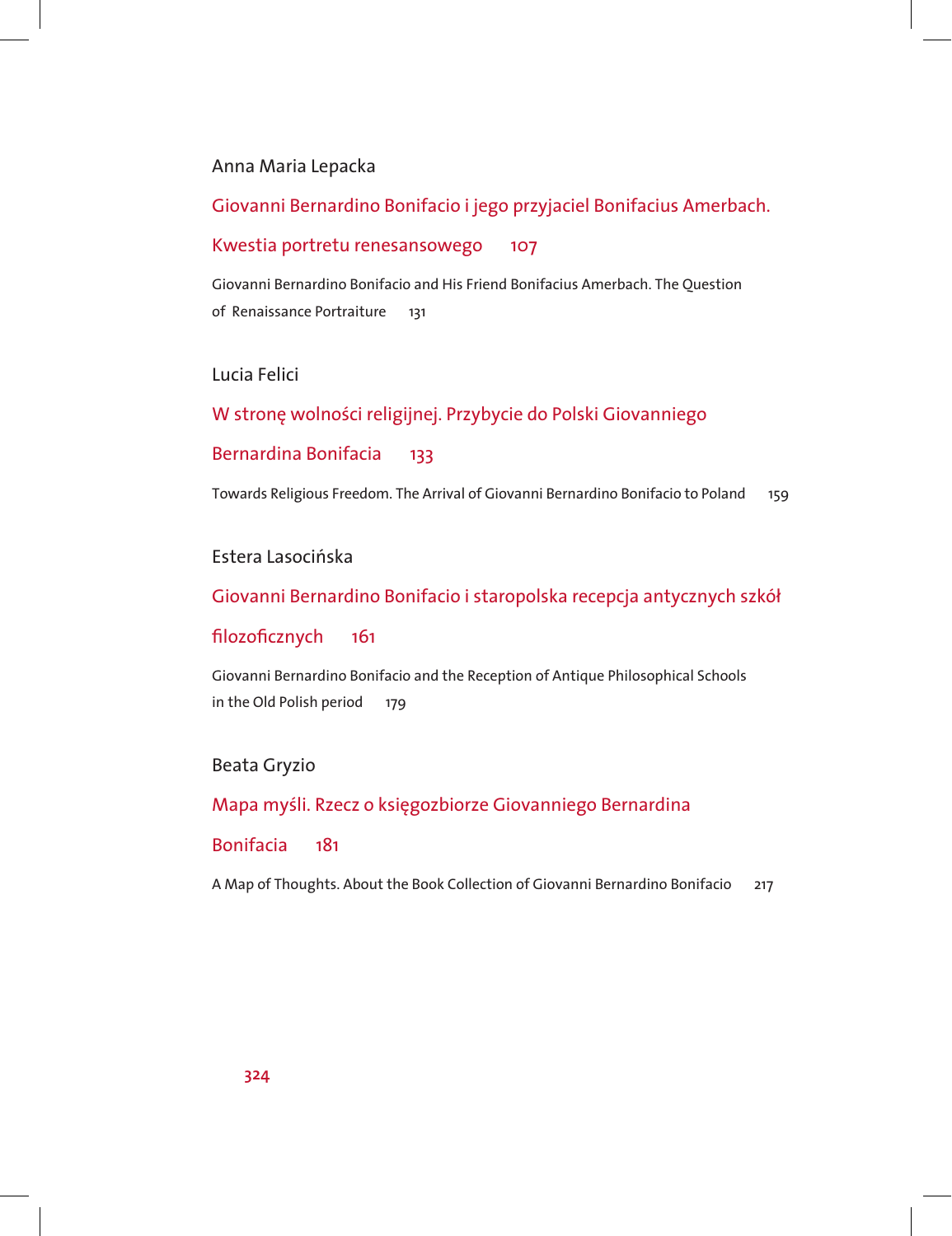Anna Maria Lepacka

Giovanni Bernardino Bonifacio i jego przyjaciel Bonifacius Amerbach. Kwestia portretu renesansowego 107

Giovanni Bernardino Bonifacio and His Friend Bonifacius Amerbach. The Question of Renaissance Portraiture 131

Lucia Felici

W stronę wolności religijnej. Przybycie do Polski Giovanniego Bernardina Bonifacia 133

Towards Religious Freedom. The Arrival of Giovanni Bernardino Bonifacio to Poland 159

Estera Lasocińska

Giovanni Bernardino Bonifacio i staropolska recepcja antycznych szkół filozoficznych 161

Giovanni Bernardino Bonifacio and the Reception of Antique Philosophical Schools in the Old Polish period 179

Beata Gryzio

Mapa myśli. Rzecz o księgozbiorze Giovanniego Bernardina Bonifacia 181

A Map of Thoughts. About the Book Collection of Giovanni Bernardino Bonifacio 217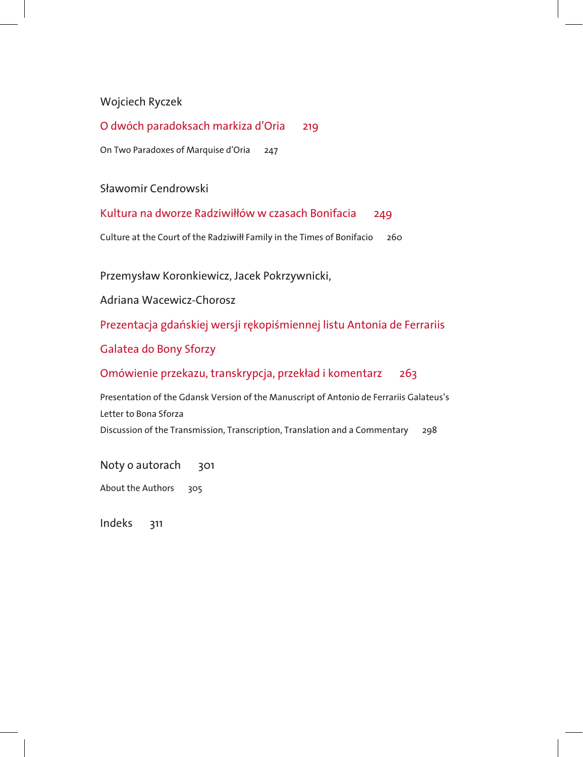Wojciech Ryczek

O dwóch paradoksach markiza d'Oria 219

On Two Paradoxes of Marquise d'Oria 247

Sławomir Cendrowski

Kultura na dworze Radziwiłłów w czasach Bonifacia 249

Culture at the Court of the Radziwiłł Family in the Times of Bonifacio 260

Przemysław Koronkiewicz, Jacek Pokrzywnicki,

Adriana Wacewicz-Chorosz

Prezentacja gdańskiej wersji rękopiśmiennej listu Antonia de Ferrariis Galatea do Bony Sforzy

Omówienie przekazu, transkrypcja, przekład i komentarz 263

Presentation of the Gdansk Version of the Manuscript of Antonio de Ferrariis Galateus's Letter to Bona Sforza

Discussion of the Transmission, Transcription, Translation and a Commentary 298

Noty o autorach 301

About the Authors 305

Indeks 311